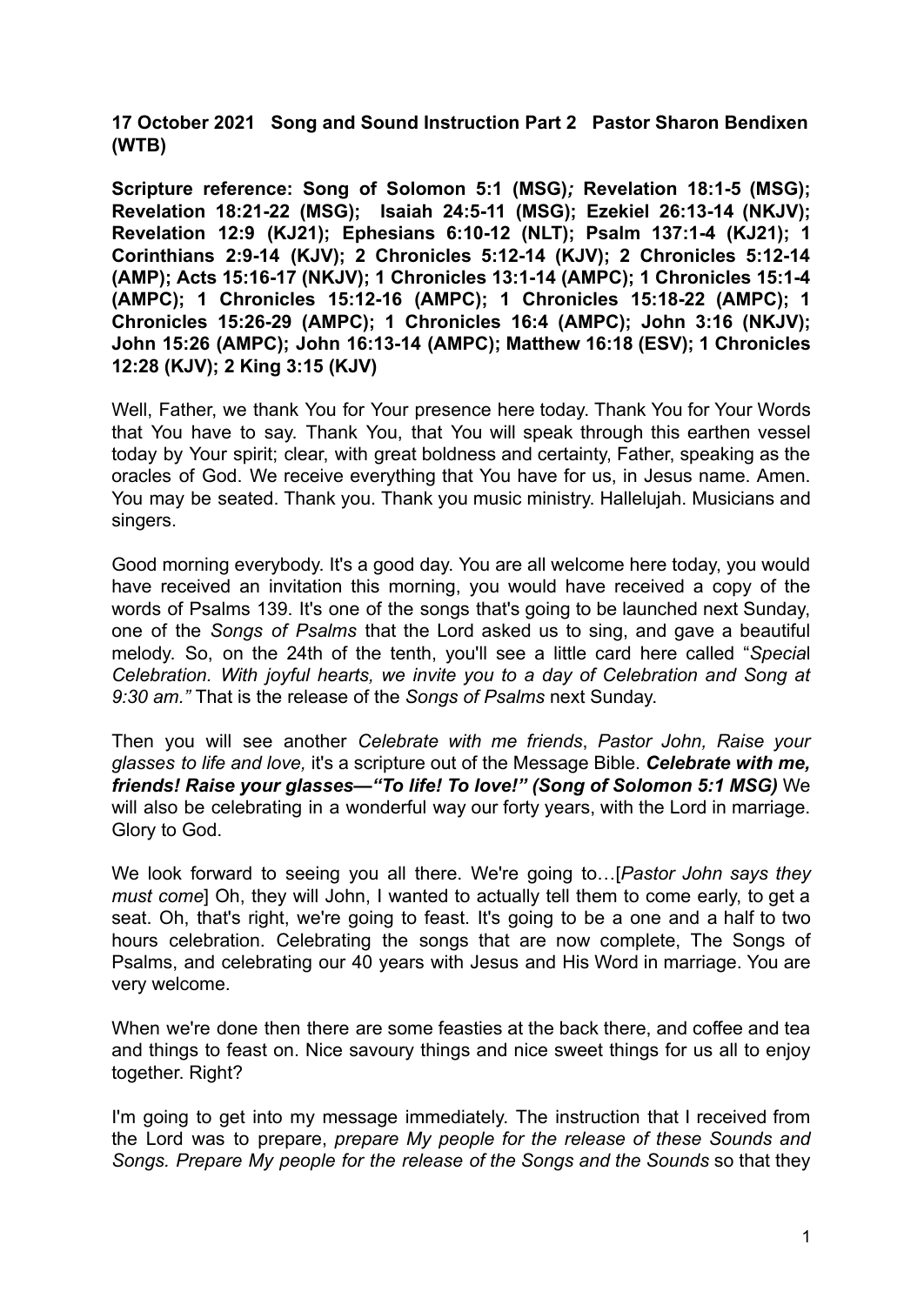**17 October 2021 Song and Sound Instruction Part 2 Pastor Sharon Bendixen (WTB)**

**Scripture reference: Song of Solomon 5:1 (MSG)*;* Revelation 18:1-5 (MSG); Revelation 18:21-22 (MSG); Isaiah 24:5-11 (MSG); Ezekiel 26:13-14 (NKJV); Revelation 12:9 (KJ21); Ephesians 6:10-12 (NLT); Psalm 137:1-4 (KJ21); 1 Corinthians 2:9-14 (KJV); 2 Chronicles 5:12-14 (KJV); 2 Chronicles 5:12-14 (AMP); Acts 15:16-17 (NKJV); 1 Chronicles 13:1-14 (AMPC); 1 Chronicles 15:1-4 (AMPC); 1 Chronicles 15:12-16 (AMPC); 1 Chronicles 15:18-22 (AMPC); 1 Chronicles 15:26-29 (AMPC); 1 Chronicles 16:4 (AMPC); John 3:16 (NKJV); John 15:26 (AMPC); John 16:13-14 (AMPC); Matthew 16:18 (ESV); 1 Chronicles 12:28 (KJV); 2 King 3:15 (KJV)**

Well, Father, we thank You for Your presence here today. Thank You for Your Words that You have to say. Thank You, that You will speak through this earthen vessel today by Your spirit; clear, with great boldness and certainty, Father, speaking as the oracles of God. We receive everything that You have for us, in Jesus name. Amen. You may be seated. Thank you. Thank you music ministry. Hallelujah. Musicians and singers.

Good morning everybody. It's a good day. You are all welcome here today, you would have received an invitation this morning, you would have received a copy of the words of Psalms 139. It's one of the songs that's going to be launched next Sunday, one of the *Songs of Psalms* that the Lord asked us to sing, and gave a beautiful melody. So, on the 24th of the tenth, you'll see a little card here called "*Special Celebration. With joyful hearts, we invite you to a day of Celebration and Song at 9:30 am."* That is the release of the *Songs of Psalms* next Sunday.

Then you will see another *Celebrate with me friends*, *Pastor John, Raise your glasses to life and love,* it's a scripture out of the Message Bible. ***Celebrate with me, friends! Raise your glasses—"To life! To love!" (Song of Solomon 5:1 MSG)*** We will also be celebrating in a wonderful way our forty years, with the Lord in marriage. Glory to God.

We look forward to seeing you all there. We're going to…[*Pastor John says they must come*] Oh, they will John, I wanted to actually tell them to come early, to get a seat. Oh, that's right, we're going to feast. It's going to be a one and a half to two hours celebration. Celebrating the songs that are now complete, The Songs of Psalms, and celebrating our 40 years with Jesus and His Word in marriage. You are very welcome.

When we're done then there are some feasties at the back there, and coffee and tea and things to feast on. Nice savoury things and nice sweet things for us all to enjoy together. Right?

I'm going to get into my message immediately. The instruction that I received from the Lord was to prepare, *prepare My people for the release of these Sounds and Songs. Prepare My people for the release of the Songs and the Sounds* so that they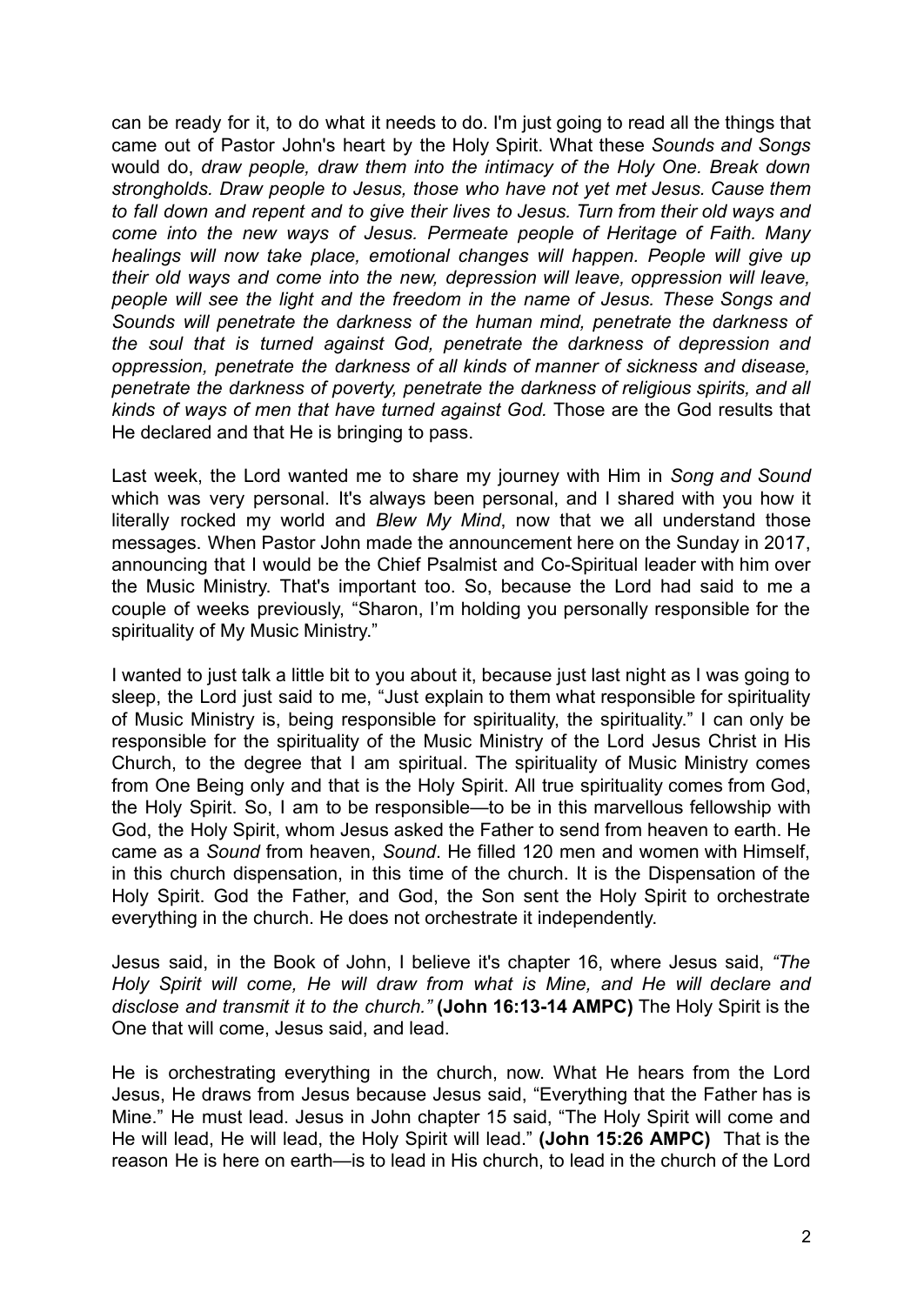can be ready for it, to do what it needs to do. I'm just going to read all the things that came out of Pastor John's heart by the Holy Spirit. What these *Sounds and Songs* would do, *draw people, draw them into the intimacy of the Holy One. Break down strongholds. Draw people to Jesus, those who have not yet met Jesus. Cause them to fall down and repent and to give their lives to Jesus. Turn from their old ways and come into the new ways of Jesus. Permeate people of Heritage of Faith. Many healings will now take place, emotional changes will happen. People will give up their old ways and come into the new, depression will leave, oppression will leave, people will see the light and the freedom in the name of Jesus. These Songs and Sounds will penetrate the darkness of the human mind, penetrate the darkness of the soul that is turned against God, penetrate the darkness of depression and oppression, penetrate the darkness of all kinds of manner of sickness and disease, penetrate the darkness of poverty, penetrate the darkness of religious spirits, and all kinds of ways of men that have turned against God.* Those are the God results that He declared and that He is bringing to pass.

Last week, the Lord wanted me to share my journey with Him in *Song and Sound* which was very personal. It's always been personal, and I shared with you how it literally rocked my world and *Blew My Mind*, now that we all understand those messages. When Pastor John made the announcement here on the Sunday in 2017, announcing that I would be the Chief Psalmist and Co-Spiritual leader with him over the Music Ministry. That's important too. So, because the Lord had said to me a couple of weeks previously, "Sharon, I'm holding you personally responsible for the spirituality of My Music Ministry."

I wanted to just talk a little bit to you about it, because just last night as I was going to sleep, the Lord just said to me, "Just explain to them what responsible for spirituality of Music Ministry is, being responsible for spirituality, the spirituality." I can only be responsible for the spirituality of the Music Ministry of the Lord Jesus Christ in His Church, to the degree that I am spiritual. The spirituality of Music Ministry comes from One Being only and that is the Holy Spirit. All true spirituality comes from God, the Holy Spirit. So, I am to be responsible—to be in this marvellous fellowship with God, the Holy Spirit, whom Jesus asked the Father to send from heaven to earth. He came as a *Sound* from heaven, *Sound*. He filled 120 men and women with Himself, in this church dispensation, in this time of the church. It is the Dispensation of the Holy Spirit. God the Father, and God, the Son sent the Holy Spirit to orchestrate everything in the church. He does not orchestrate it independently.

Jesus said, in the Book of John, I believe it's chapter 16, where Jesus said, *"The Holy Spirit will come, He will draw from what is Mine, and He will declare and disclose and transmit it to the church."* **(John 16:13-14 AMPC)** The Holy Spirit is the One that will come, Jesus said, and lead.

He is orchestrating everything in the church, now. What He hears from the Lord Jesus, He draws from Jesus because Jesus said, "Everything that the Father has is Mine." He must lead. Jesus in John chapter 15 said, "The Holy Spirit will come and He will lead, He will lead, the Holy Spirit will lead." **(John 15:26 AMPC)** That is the reason He is here on earth—is to lead in His church, to lead in the church of the Lord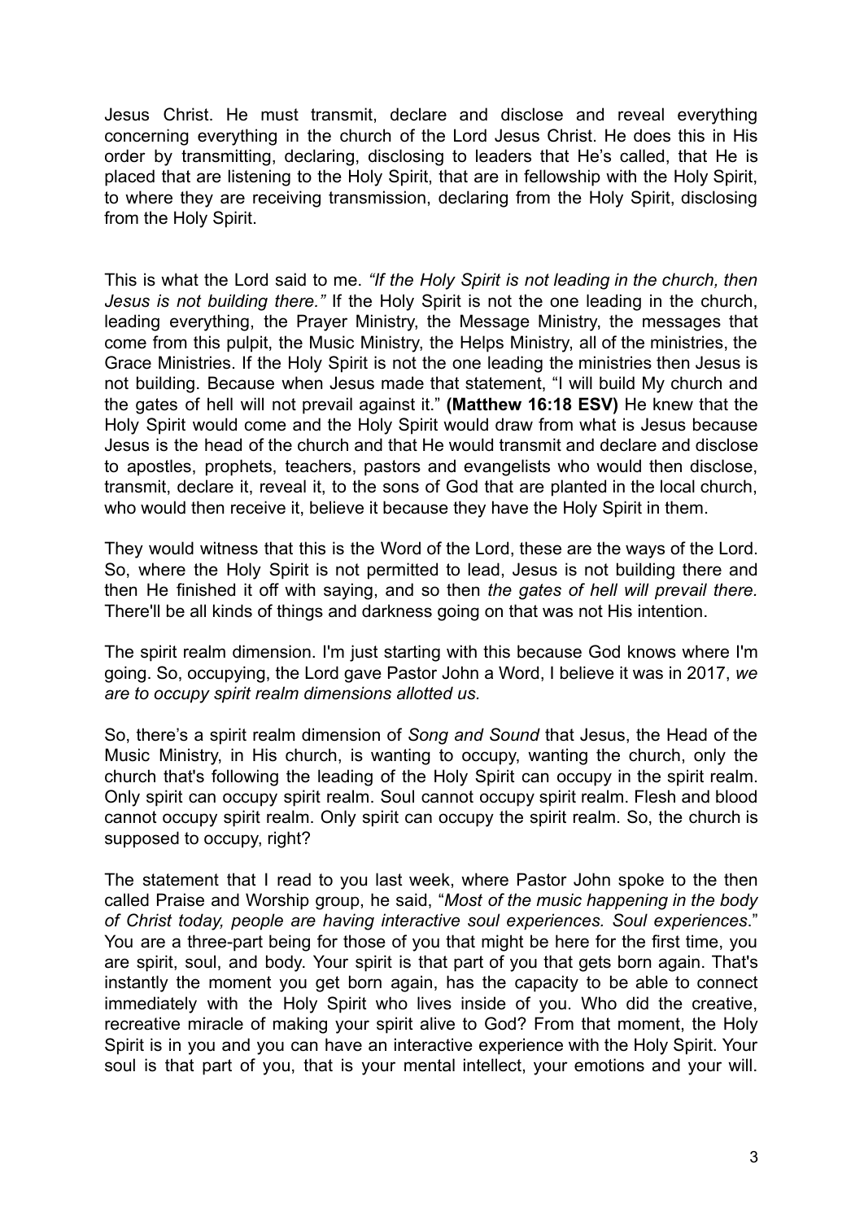Jesus Christ. He must transmit, declare and disclose and reveal everything concerning everything in the church of the Lord Jesus Christ. He does this in His order by transmitting, declaring, disclosing to leaders that He's called, that He is placed that are listening to the Holy Spirit, that are in fellowship with the Holy Spirit, to where they are receiving transmission, declaring from the Holy Spirit, disclosing from the Holy Spirit.

This is what the Lord said to me. *"If the Holy Spirit is not leading in the church, then Jesus is not building there."* If the Holy Spirit is not the one leading in the church, leading everything, the Prayer Ministry, the Message Ministry, the messages that come from this pulpit, the Music Ministry, the Helps Ministry, all of the ministries, the Grace Ministries. If the Holy Spirit is not the one leading the ministries then Jesus is not building. Because when Jesus made that statement, "I will build My church and the gates of hell will not prevail against it." **(Matthew 16:18 ESV)** He knew that the Holy Spirit would come and the Holy Spirit would draw from what is Jesus because Jesus is the head of the church and that He would transmit and declare and disclose to apostles, prophets, teachers, pastors and evangelists who would then disclose, transmit, declare it, reveal it, to the sons of God that are planted in the local church, who would then receive it, believe it because they have the Holy Spirit in them.

They would witness that this is the Word of the Lord, these are the ways of the Lord. So, where the Holy Spirit is not permitted to lead, Jesus is not building there and then He finished it off with saying, and so then *the gates of hell will prevail there.* There'll be all kinds of things and darkness going on that was not His intention.

The spirit realm dimension. I'm just starting with this because God knows where I'm going. So, occupying, the Lord gave Pastor John a Word, I believe it was in 2017, *we are to occupy spirit realm dimensions allotted us.*

So, there's a spirit realm dimension of *Song and Sound* that Jesus, the Head of the Music Ministry, in His church, is wanting to occupy, wanting the church, only the church that's following the leading of the Holy Spirit can occupy in the spirit realm. Only spirit can occupy spirit realm. Soul cannot occupy spirit realm. Flesh and blood cannot occupy spirit realm. Only spirit can occupy the spirit realm. So, the church is supposed to occupy, right?

The statement that I read to you last week, where Pastor John spoke to the then called Praise and Worship group, he said, "*Most of the music happening in the body of Christ today, people are having interactive soul experiences. Soul experiences.*" You are a three-part being for those of you that might be here for the first time, you are spirit, soul, and body. Your spirit is that part of you that gets born again. That's instantly the moment you get born again, has the capacity to be able to connect immediately with the Holy Spirit who lives inside of you. Who did the creative, recreative miracle of making your spirit alive to God? From that moment, the Holy Spirit is in you and you can have an interactive experience with the Holy Spirit. Your soul is that part of you, that is your mental intellect, your emotions and your will.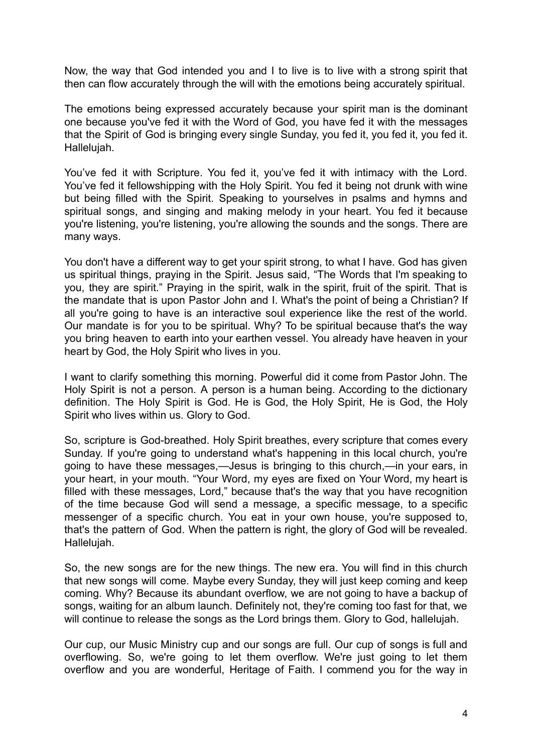Now, the way that God intended you and I to live is to live with a strong spirit that then can flow accurately through the will with the emotions being accurately spiritual.

The emotions being expressed accurately because your spirit man is the dominant one because you've fed it with the Word of God, you have fed it with the messages that the Spirit of God is bringing every single Sunday, you fed it, you fed it, you fed it. Hallelujah.

You've fed it with Scripture. You fed it, you've fed it with intimacy with the Lord. You've fed it fellowshipping with the Holy Spirit. You fed it being not drunk with wine but being filled with the Spirit. Speaking to yourselves in psalms and hymns and spiritual songs, and singing and making melody in your heart. You fed it because you're listening, you're listening, you're allowing the sounds and the songs. There are many ways.

You don't have a different way to get your spirit strong, to what I have. God has given us spiritual things, praying in the Spirit. Jesus said, "The Words that I'm speaking to you, they are spirit." Praying in the spirit, walk in the spirit, fruit of the spirit. That is the mandate that is upon Pastor John and I. What's the point of being a Christian? If all you're going to have is an interactive soul experience like the rest of the world. Our mandate is for you to be spiritual. Why? To be spiritual because that's the way you bring heaven to earth into your earthen vessel. You already have heaven in your heart by God, the Holy Spirit who lives in you.

I want to clarify something this morning. Powerful did it come from Pastor John. The Holy Spirit is not a person. A person is a human being. According to the dictionary definition. The Holy Spirit is God. He is God, the Holy Spirit, He is God, the Holy Spirit who lives within us. Glory to God.

So, scripture is God-breathed. Holy Spirit breathes, every scripture that comes every Sunday. If you're going to understand what's happening in this local church, you're going to have these messages,—Jesus is bringing to this church,—in your ears, in your heart, in your mouth. "Your Word, my eyes are fixed on Your Word, my heart is filled with these messages, Lord," because that's the way that you have recognition of the time because God will send a message, a specific message, to a specific messenger of a specific church. You eat in your own house, you're supposed to, that's the pattern of God. When the pattern is right, the glory of God will be revealed. Hallelujah.

So, the new songs are for the new things. The new era. You will find in this church that new songs will come. Maybe every Sunday, they will just keep coming and keep coming. Why? Because its abundant overflow, we are not going to have a backup of songs, waiting for an album launch. Definitely not, they're coming too fast for that, we will continue to release the songs as the Lord brings them. Glory to God, hallelujah.

Our cup, our Music Ministry cup and our songs are full. Our cup of songs is full and overflowing. So, we're going to let them overflow. We're just going to let them overflow and you are wonderful, Heritage of Faith. I commend you for the way in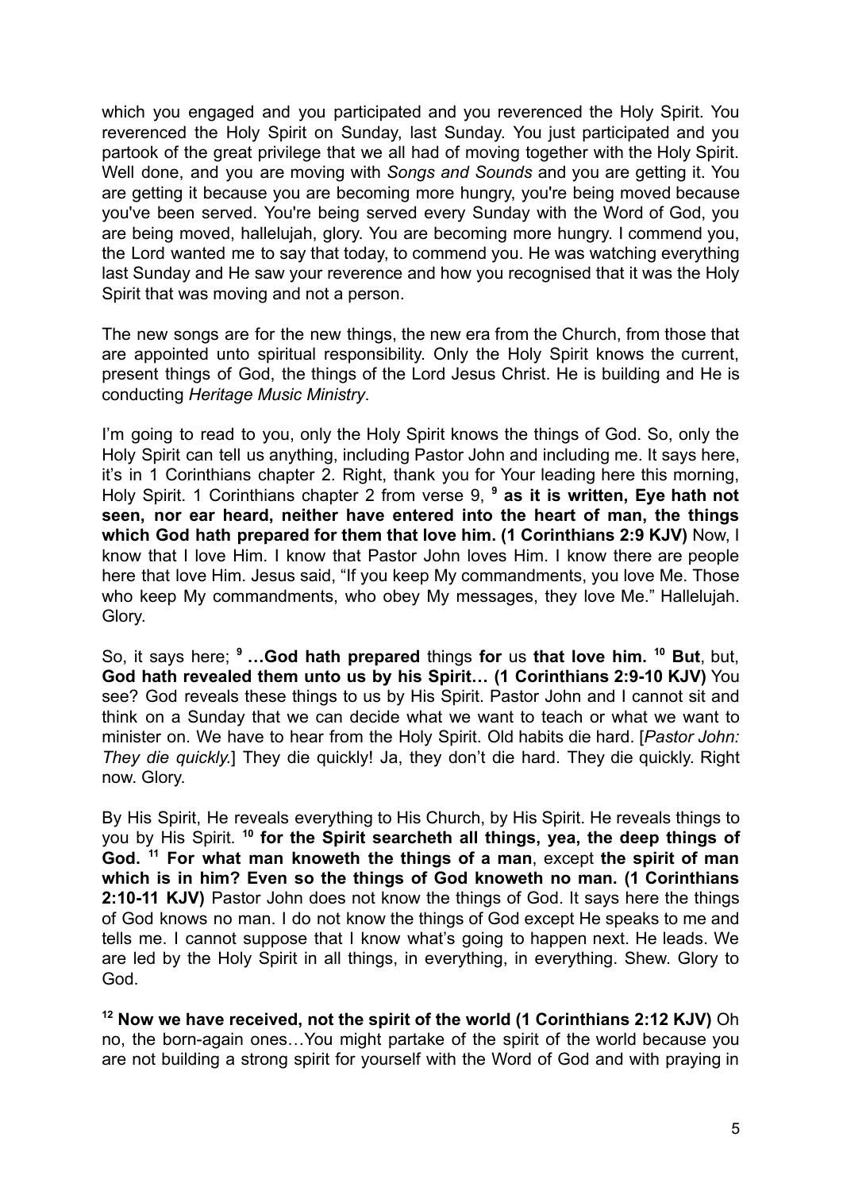which you engaged and you participated and you reverenced the Holy Spirit. You reverenced the Holy Spirit on Sunday, last Sunday. You just participated and you partook of the great privilege that we all had of moving together with the Holy Spirit. Well done, and you are moving with *Songs and Sounds* and you are getting it. You are getting it because you are becoming more hungry, you're being moved because you've been served. You're being served every Sunday with the Word of God, you are being moved, hallelujah, glory. You are becoming more hungry. I commend you, the Lord wanted me to say that today, to commend you. He was watching everything last Sunday and He saw your reverence and how you recognised that it was the Holy Spirit that was moving and not a person.

The new songs are for the new things, the new era from the Church, from those that are appointed unto spiritual responsibility. Only the Holy Spirit knows the current, present things of God, the things of the Lord Jesus Christ. He is building and He is conducting *Heritage Music Ministry*.

I'm going to read to you, only the Holy Spirit knows the things of God. So, only the Holy Spirit can tell us anything, including Pastor John and including me. It says here, it's in 1 Corinthians chapter 2. Right, thank you for Your leading here this morning, Holy Spirit. 1 Corinthians chapter 2 from verse 9, **9 as it is written, Eye hath not seen, nor ear heard, neither have entered into the heart of man, the things which God hath prepared for them that love him. (1 Corinthians 2:9 KJV)** Now, I know that I love Him. I know that Pastor John loves Him. I know there are people here that love Him. Jesus said, "If you keep My commandments, you love Me. Those who keep My commandments, who obey My messages, they love Me." Hallelujah. Glory.

So, it says here; **9 …God hath prepared** things **for** us **that love him. 10 But**, but, **God hath revealed them unto us by his Spirit… (1 Corinthians 2:9-10 KJV)** You see? God reveals these things to us by His Spirit. Pastor John and I cannot sit and think on a Sunday that we can decide what we want to teach or what we want to minister on. We have to hear from the Holy Spirit. Old habits die hard. [*Pastor John: They die quickly.*] They die quickly! Ja, they don't die hard. They die quickly. Right now. Glory.

By His Spirit, He reveals everything to His Church, by His Spirit. He reveals things to you by His Spirit. **10 for the Spirit searcheth all things, yea, the deep things of God. 11 For what man knoweth the things of a man**, except **the spirit of man which is in him? Even so the things of God knoweth no man. (1 Corinthians 2:10-11 KJV)** Pastor John does not know the things of God. It says here the things of God knows no man. I do not know the things of God except He speaks to me and tells me. I cannot suppose that I know what's going to happen next. He leads. We are led by the Holy Spirit in all things, in everything, in everything. Shew. Glory to God.

**12 Now we have received, not the spirit of the world (1 Corinthians 2:12 KJV)** Oh no, the born-again ones…You might partake of the spirit of the world because you are not building a strong spirit for yourself with the Word of God and with praying in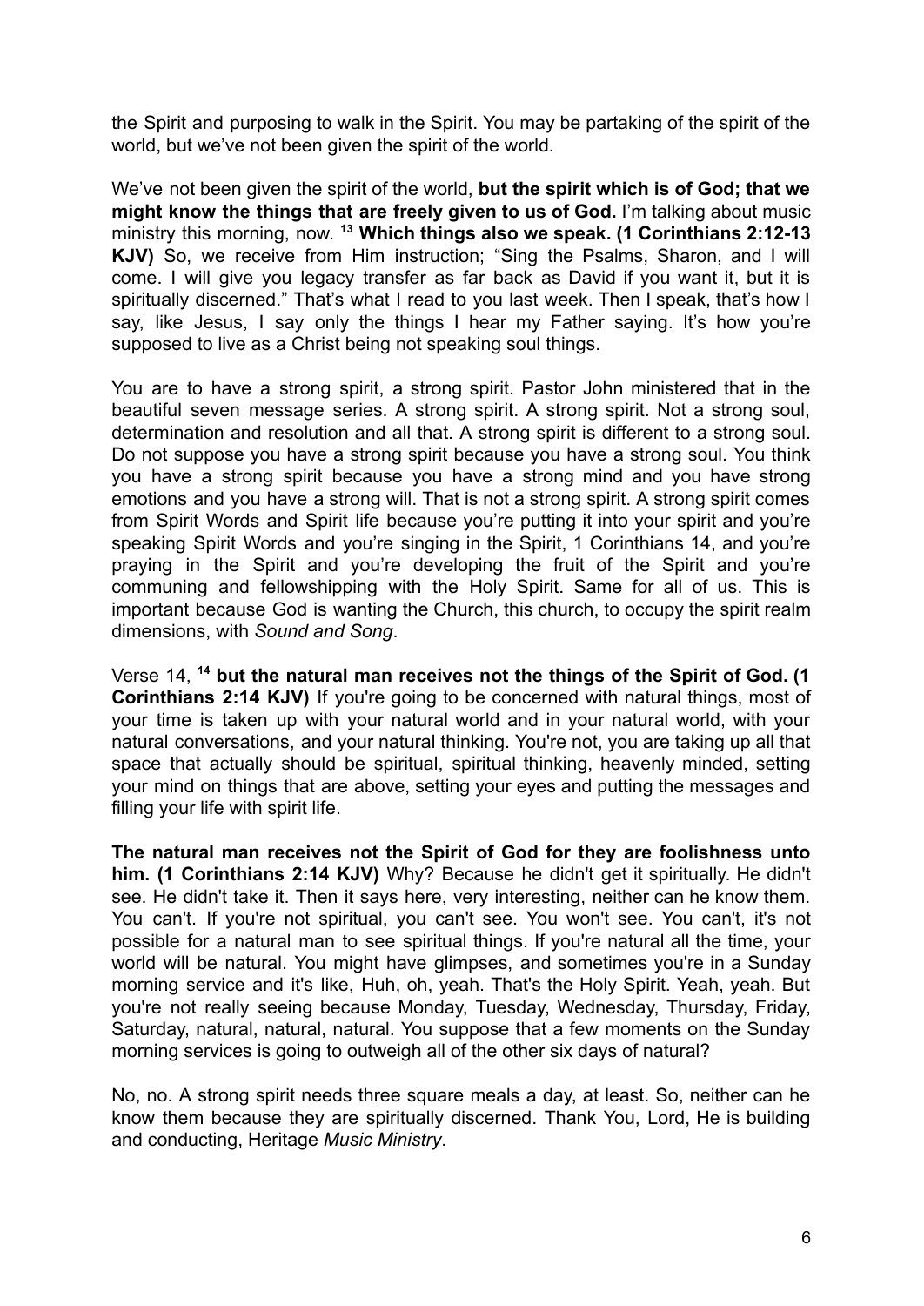the Spirit and purposing to walk in the Spirit. You may be partaking of the spirit of the world, but we've not been given the spirit of the world.

We've not been given the spirit of the world, **but the spirit which is of God; that we might know the things that are freely given to us of God.** I'm talking about music ministry this morning, now. **[13] Which things also we speak. (1 Corinthians 2:12-13 KJV)** So, we receive from Him instruction; "Sing the Psalms, Sharon, and I will come. I will give you legacy transfer as far back as David if you want it, but it is spiritually discerned." That's what I read to you last week. Then I speak, that's how I say, like Jesus, I say only the things I hear my Father saying. It's how you're supposed to live as a Christ being not speaking soul things.

You are to have a strong spirit, a strong spirit. Pastor John ministered that in the beautiful seven message series. A strong spirit. A strong spirit. Not a strong soul, determination and resolution and all that. A strong spirit is different to a strong soul. Do not suppose you have a strong spirit because you have a strong soul. You think you have a strong spirit because you have a strong mind and you have strong emotions and you have a strong will. That is not a strong spirit. A strong spirit comes from Spirit Words and Spirit life because you're putting it into your spirit and you're speaking Spirit Words and you're singing in the Spirit, 1 Corinthians 14, and you're praying in the Spirit and you're developing the fruit of the Spirit and you're communing and fellowshipping with the Holy Spirit. Same for all of us. This is important because God is wanting the Church, this church, to occupy the spirit realm dimensions, with *Sound and Song*.

Verse 14, **[14] but the natural man receives not the things of the Spirit of God. (1 Corinthians 2:14 KJV)** If you're going to be concerned with natural things, most of your time is taken up with your natural world and in your natural world, with your natural conversations, and your natural thinking. You're not, you are taking up all that space that actually should be spiritual, spiritual thinking, heavenly minded, setting your mind on things that are above, setting your eyes and putting the messages and filling your life with spirit life.

**The natural man receives not the Spirit of God for they are foolishness unto him. (1 Corinthians 2:14 KJV)** Why? Because he didn't get it spiritually. He didn't see. He didn't take it. Then it says here, very interesting, neither can he know them. You can't. If you're not spiritual, you can't see. You won't see. You can't, it's not possible for a natural man to see spiritual things. If you're natural all the time, your world will be natural. You might have glimpses, and sometimes you're in a Sunday morning service and it's like, Huh, oh, yeah. That's the Holy Spirit. Yeah, yeah. But you're not really seeing because Monday, Tuesday, Wednesday, Thursday, Friday, Saturday, natural, natural, natural. You suppose that a few moments on the Sunday morning services is going to outweigh all of the other six days of natural?

No, no. A strong spirit needs three square meals a day, at least. So, neither can he know them because they are spiritually discerned. Thank You, Lord, He is building and conducting, Heritage *Music Ministry*.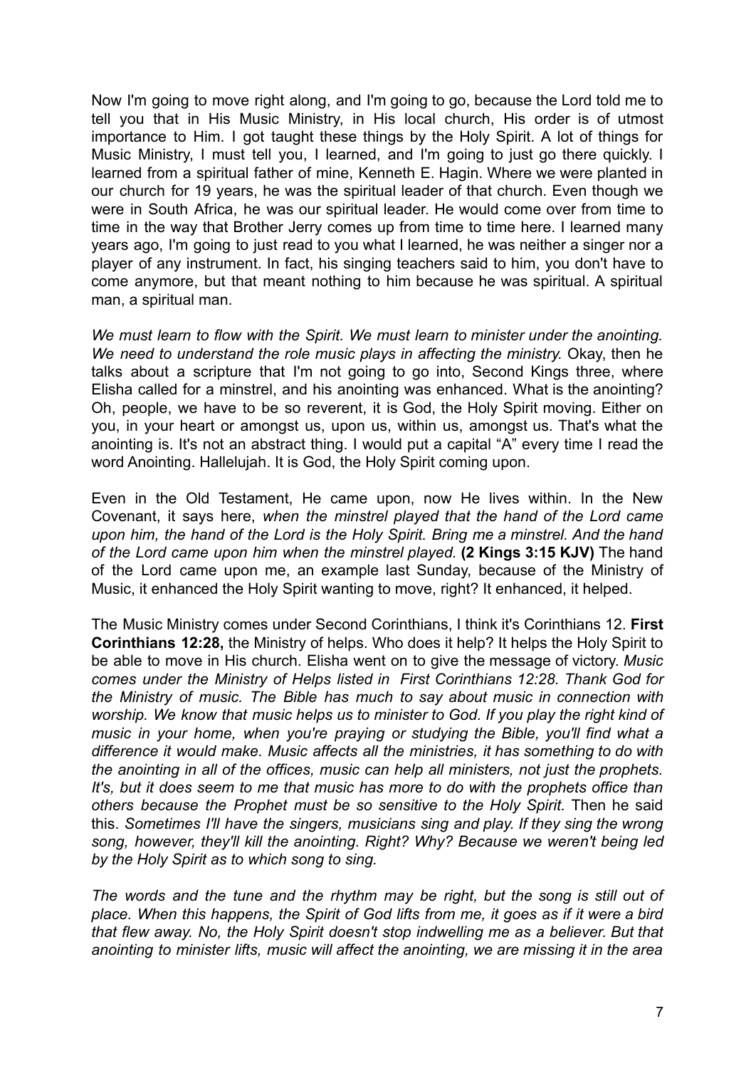Now I'm going to move right along, and I'm going to go, because the Lord told me to tell you that in His Music Ministry, in His local church, His order is of utmost importance to Him. I got taught these things by the Holy Spirit. A lot of things for Music Ministry, I must tell you, I learned, and I'm going to just go there quickly. I learned from a spiritual father of mine, Kenneth E. Hagin. Where we were planted in our church for 19 years, he was the spiritual leader of that church. Even though we were in South Africa, he was our spiritual leader. He would come over from time to time in the way that Brother Jerry comes up from time to time here. I learned many years ago, I'm going to just read to you what I learned, he was neither a singer nor a player of any instrument. In fact, his singing teachers said to him, you don't have to come anymore, but that meant nothing to him because he was spiritual. A spiritual man, a spiritual man.

*We must learn to flow with the Spirit. We must learn to minister under the anointing. We need to understand the role music plays in affecting the ministry.* Okay, then he talks about a scripture that I'm not going to go into, Second Kings three, where Elisha called for a minstrel, and his anointing was enhanced. What is the anointing? Oh, people, we have to be so reverent, it is God, the Holy Spirit moving. Either on you, in your heart or amongst us, upon us, within us, amongst us. That's what the anointing is. It's not an abstract thing. I would put a capital "A" every time I read the word Anointing. Hallelujah. It is God, the Holy Spirit coming upon.

Even in the Old Testament, He came upon, now He lives within. In the New Covenant, it says here, *when the minstrel played that the hand of the Lord came upon him, the hand of the Lord is the Holy Spirit. Bring me a minstrel. And the hand of the Lord came upon him when the minstrel played.* **(2 Kings 3:15 KJV)** The hand of the Lord came upon me, an example last Sunday, because of the Ministry of Music, it enhanced the Holy Spirit wanting to move, right? It enhanced, it helped.

The Music Ministry comes under Second Corinthians, I think it's Corinthians 12. **First Corinthians 12:28,** the Ministry of helps. Who does it help? It helps the Holy Spirit to be able to move in His church. Elisha went on to give the message of victory. *Music comes under the Ministry of Helps listed in First Corinthians 12:28. Thank God for the Ministry of music. The Bible has much to say about music in connection with worship. We know that music helps us to minister to God. If you play the right kind of music in your home, when you're praying or studying the Bible, you'll find what a difference it would make. Music affects all the ministries, it has something to do with the anointing in all of the offices, music can help all ministers, not just the prophets. It's, but it does seem to me that music has more to do with the prophets office than others because the Prophet must be so sensitive to the Holy Spirit.* Then he said this. *Sometimes I'll have the singers, musicians sing and play. If they sing the wrong song, however, they'll kill the anointing. Right? Why? Because we weren't being led by the Holy Spirit as to which song to sing.*

*The words and the tune and the rhythm may be right, but the song is still out of place. When this happens, the Spirit of God lifts from me, it goes as if it were a bird that flew away. No, the Holy Spirit doesn't stop indwelling me as a believer. But that anointing to minister lifts, music will affect the anointing, we are missing it in the area*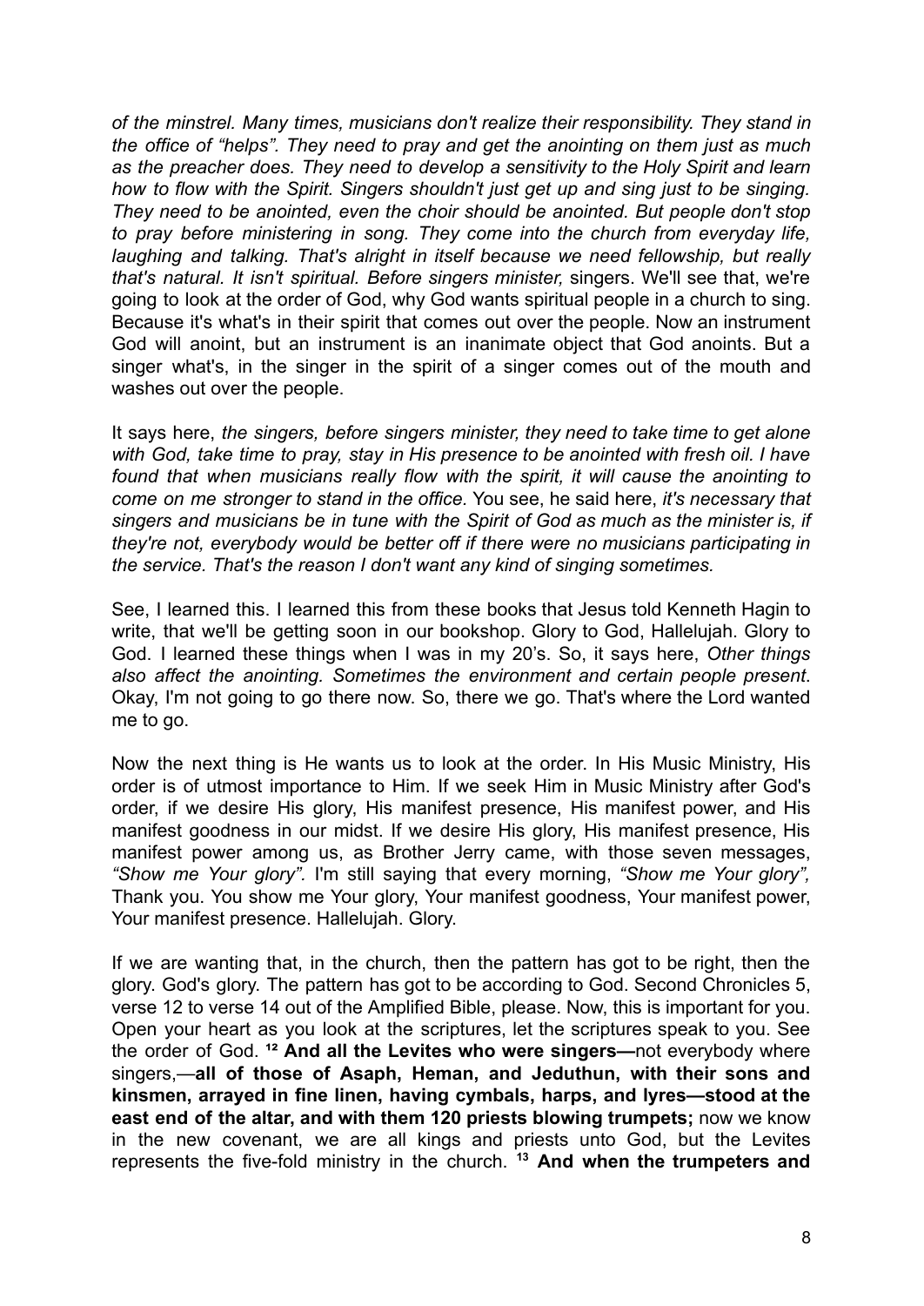*of the minstrel. Many times, musicians don't realize their responsibility. They stand in the office of "helps". They need to pray and get the anointing on them just as much as the preacher does. They need to develop a sensitivity to the Holy Spirit and learn how to flow with the Spirit. Singers shouldn't just get up and sing just to be singing. They need to be anointed, even the choir should be anointed. But people don't stop to pray before ministering in song. They come into the church from everyday life, laughing and talking. That's alright in itself because we need fellowship, but really that's natural. It isn't spiritual. Before singers minister,* singers. We'll see that, we're going to look at the order of God, why God wants spiritual people in a church to sing. Because it's what's in their spirit that comes out over the people. Now an instrument God will anoint, but an instrument is an inanimate object that God anoints. But a singer what's, in the singer in the spirit of a singer comes out of the mouth and washes out over the people.

It says here, *the singers, before singers minister, they need to take time to get alone with God, take time to pray, stay in His presence to be anointed with fresh oil. I have found that when musicians really flow with the spirit, it will cause the anointing to come on me stronger to stand in the office.* You see, he said here, *it's necessary that singers and musicians be in tune with the Spirit of God as much as the minister is, if they're not, everybody would be better off if there were no musicians participating in the service. That's the reason I don't want any kind of singing sometimes.*

See, I learned this. I learned this from these books that Jesus told Kenneth Hagin to write, that we'll be getting soon in our bookshop. Glory to God, Hallelujah. Glory to God. I learned these things when I was in my 20's. So, it says here, *Other things also affect the anointing. Sometimes the environment and certain people present*. Okay, I'm not going to go there now. So, there we go. That's where the Lord wanted me to go.

Now the next thing is He wants us to look at the order. In His Music Ministry, His order is of utmost importance to Him. If we seek Him in Music Ministry after God's order, if we desire His glory, His manifest presence, His manifest power, and His manifest goodness in our midst. If we desire His glory, His manifest presence, His manifest power among us, as Brother Jerry came, with those seven messages, *"Show me Your glory".* I'm still saying that every morning, *"Show me Your glory",* Thank you. You show me Your glory, Your manifest goodness, Your manifest power, Your manifest presence. Hallelujah. Glory.

If we are wanting that, in the church, then the pattern has got to be right, then the glory. God's glory. The pattern has got to be according to God. Second Chronicles 5, verse 12 to verse 14 out of the Amplified Bible, please. Now, this is important for you. Open your heart as you look at the scriptures, let the scriptures speak to you. See the order of God. [12] **And all the Levites who were singers—**not everybody where singers,—**all of those of Asaph, Heman, and Jeduthun, with their sons and kinsmen, arrayed in fine linen, having cymbals, harps, and lyres—stood at the east end of the altar, and with them 120 priests blowing trumpets;** now we know in the new covenant, we are all kings and priests unto God, but the Levites represents the five-fold ministry in the church. [13] **And when the trumpeters and**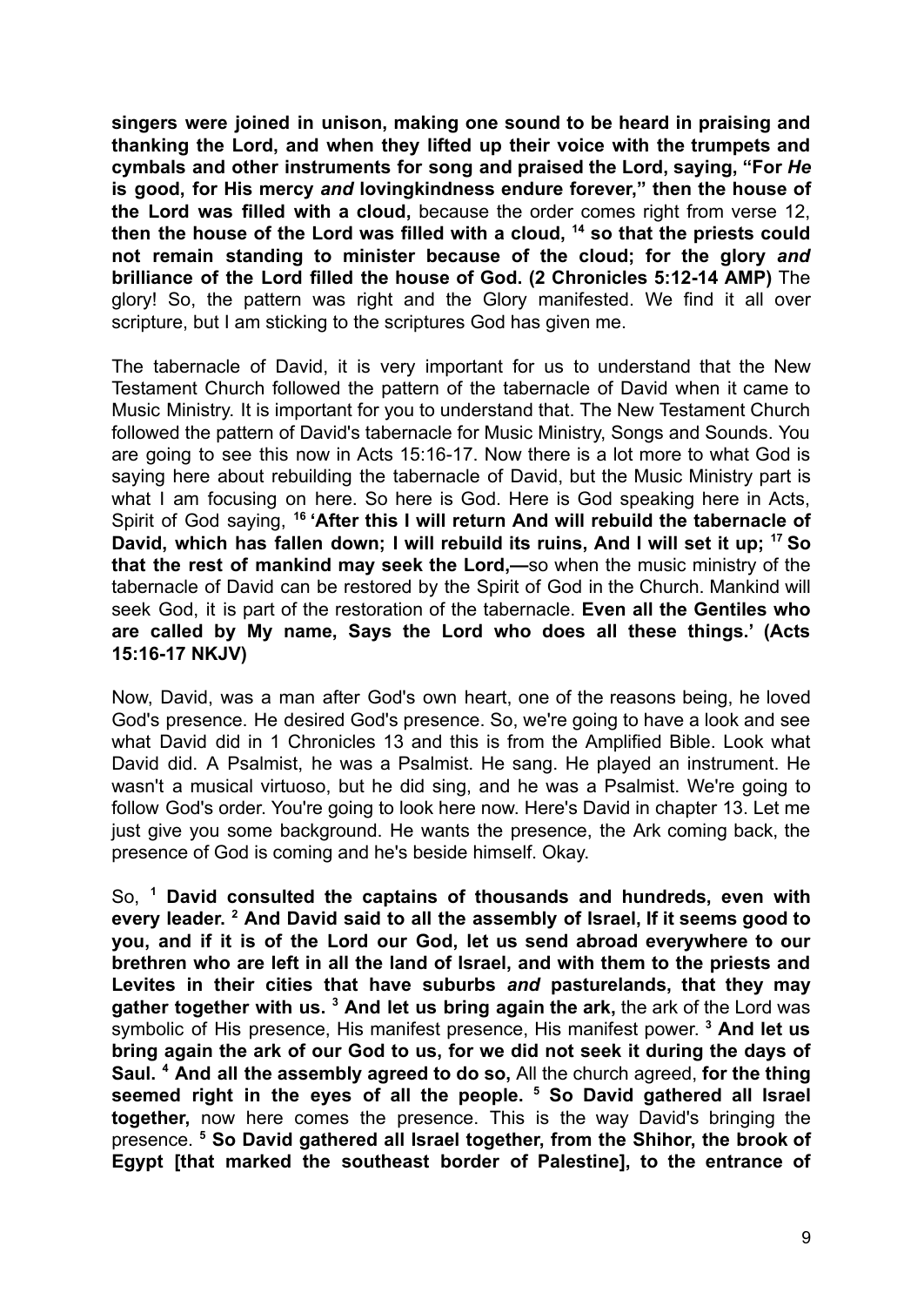**singers were joined in unison, making one sound to be heard in praising and thanking the Lord, and when they lifted up their voice with the trumpets and cymbals and other instruments for song and praised the Lord, saying, "For *He* is good, for His mercy *and* lovingkindness endure forever," then the house of the Lord was filled with a cloud,** because the order comes right from verse 12, **then the house of the Lord was filled with a cloud, [14] so that the priests could not remain standing to minister because of the cloud; for the glory *and* brilliance of the Lord filled the house of God. (2 Chronicles 5:12-14 AMP)** The glory! So, the pattern was right and the Glory manifested. We find it all over scripture, but I am sticking to the scriptures God has given me.

The tabernacle of David, it is very important for us to understand that the New Testament Church followed the pattern of the tabernacle of David when it came to Music Ministry. It is important for you to understand that. The New Testament Church followed the pattern of David's tabernacle for Music Ministry, Songs and Sounds. You are going to see this now in Acts 15:16-17. Now there is a lot more to what God is saying here about rebuilding the tabernacle of David, but the Music Ministry part is what I am focusing on here. So here is God. Here is God speaking here in Acts, Spirit of God saying, **[16] 'After this I will return And will rebuild the tabernacle of David, which has fallen down; I will rebuild its ruins, And I will set it up; [17] So that the rest of mankind may seek the Lord,—**so when the music ministry of the tabernacle of David can be restored by the Spirit of God in the Church. Mankind will seek God, it is part of the restoration of the tabernacle. **Even all the Gentiles who are called by My name, Says the Lord who does all these things.' (Acts 15:16-17 NKJV)**

Now, David, was a man after God's own heart, one of the reasons being, he loved God's presence. He desired God's presence. So, we're going to have a look and see what David did in 1 Chronicles 13 and this is from the Amplified Bible. Look what David did. A Psalmist, he was a Psalmist. He sang. He played an instrument. He wasn't a musical virtuoso, but he did sing, and he was a Psalmist. We're going to follow God's order. You're going to look here now. Here's David in chapter 13. Let me just give you some background. He wants the presence, the Ark coming back, the presence of God is coming and he's beside himself. Okay.

So, **[1] David consulted the captains of thousands and hundreds, even with every leader. [2] And David said to all the assembly of Israel, If it seems good to you, and if it is of the Lord our God, let us send abroad everywhere to our brethren who are left in all the land of Israel, and with them to the priests and Levites in their cities that have suburbs *and* pasturelands, that they may gather together with us. [3] And let us bring again the ark,** the ark of the Lord was symbolic of His presence, His manifest presence, His manifest power. **[3] And let us bring again the ark of our God to us, for we did not seek it during the days of Saul. [4] And all the assembly agreed to do so,** All the church agreed, **for the thing seemed right in the eyes of all the people. [5] So David gathered all Israel together,** now here comes the presence. This is the way David's bringing the presence. **[5] So David gathered all Israel together, from the Shihor, the brook of Egypt [that marked the southeast border of Palestine], to the entrance of**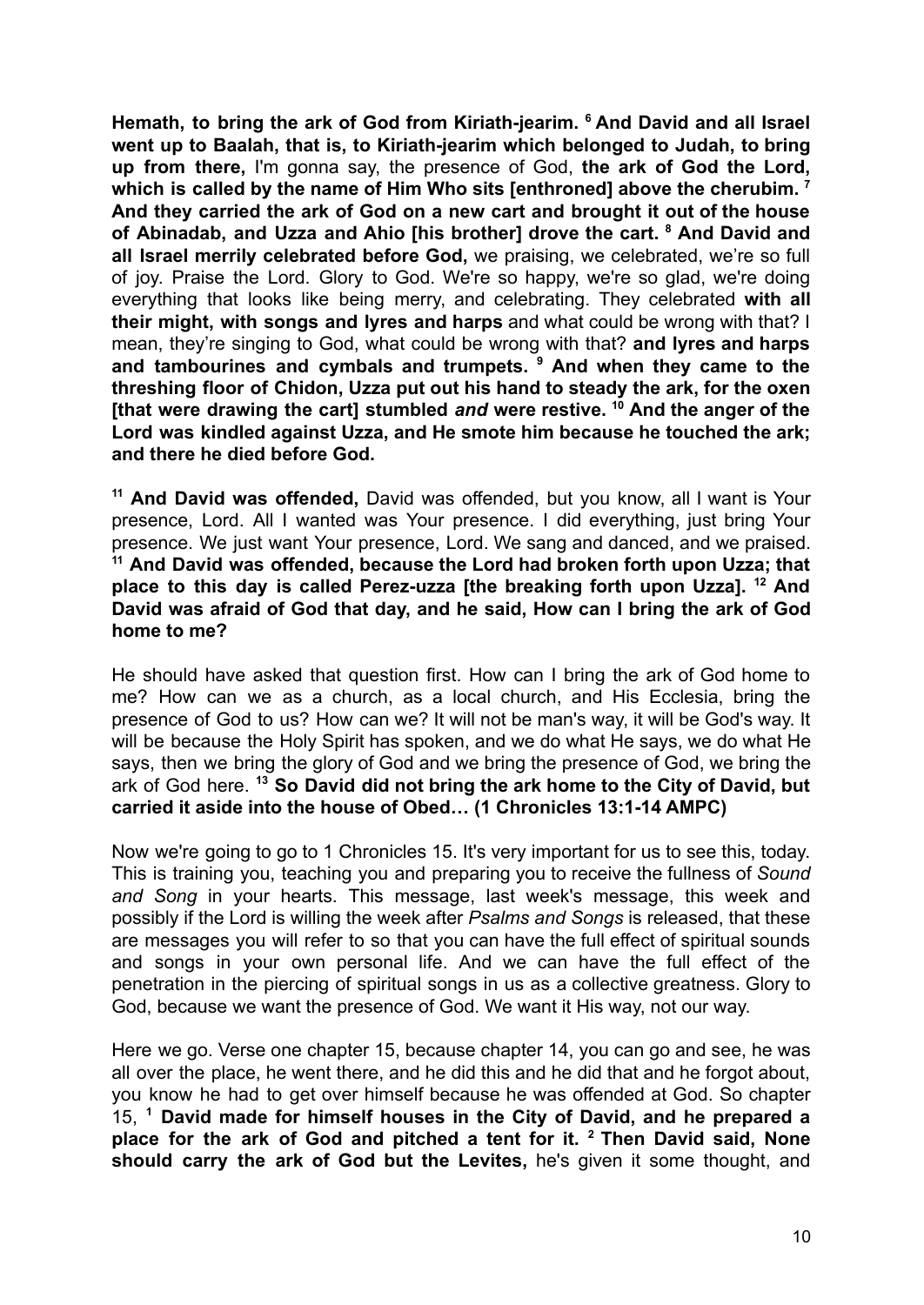**Hemath, to bring the ark of God from Kiriath-jearim. [6] And David and all Israel went up to Baalah, that is, to Kiriath-jearim which belonged to Judah, to bring up from there,** I'm gonna say, the presence of God, **the ark of God the Lord, which is called by the name of Him Who sits [enthroned] above the cherubim. [7] And they carried the ark of God on a new cart and brought it out of the house of Abinadab, and Uzza and Ahio [his brother] drove the cart. [8] And David and all Israel merrily celebrated before God,** we praising, we celebrated, we're so full of joy. Praise the Lord. Glory to God. We're so happy, we're so glad, we're doing everything that looks like being merry, and celebrating. They celebrated **with all their might, with songs and lyres and harps** and what could be wrong with that? I mean, they're singing to God, what could be wrong with that? **and lyres and harps and tambourines and cymbals and trumpets. [9] And when they came to the threshing floor of Chidon, Uzza put out his hand to steady the ark, for the oxen [that were drawing the cart] stumbled *and* were restive. [10] And the anger of the Lord was kindled against Uzza, and He smote him because he touched the ark; and there he died before God.**

**[11] And David was offended,** David was offended, but you know, all I want is Your presence, Lord. All I wanted was Your presence. I did everything, just bring Your presence. We just want Your presence, Lord. We sang and danced, and we praised. **[11] And David was offended, because the Lord had broken forth upon Uzza; that place to this day is called Perez-uzza [the breaking forth upon Uzza]. [12] And David was afraid of God that day, and he said, How can I bring the ark of God home to me?**

He should have asked that question first. How can I bring the ark of God home to me? How can we as a church, as a local church, and His Ecclesia, bring the presence of God to us? How can we? It will not be man's way, it will be God's way. It will be because the Holy Spirit has spoken, and we do what He says, we do what He says, then we bring the glory of God and we bring the presence of God, we bring the ark of God here. **[13] So David did not bring the ark home to the City of David, but carried it aside into the house of Obed… (1 Chronicles 13:1-14 AMPC)**

Now we're going to go to 1 Chronicles 15. It's very important for us to see this, today. This is training you, teaching you and preparing you to receive the fullness of *Sound and Song* in your hearts. This message, last week's message, this week and possibly if the Lord is willing the week after *Psalms and Songs* is released, that these are messages you will refer to so that you can have the full effect of spiritual sounds and songs in your own personal life. And we can have the full effect of the penetration in the piercing of spiritual songs in us as a collective greatness. Glory to God, because we want the presence of God. We want it His way, not our way.

Here we go. Verse one chapter 15, because chapter 14, you can go and see, he was all over the place, he went there, and he did this and he did that and he forgot about, you know he had to get over himself because he was offended at God. So chapter 15, **[1] David made for himself houses in the City of David, and he prepared a place for the ark of God and pitched a tent for it. [2] Then David said, None should carry the ark of God but the Levites,** he's given it some thought, and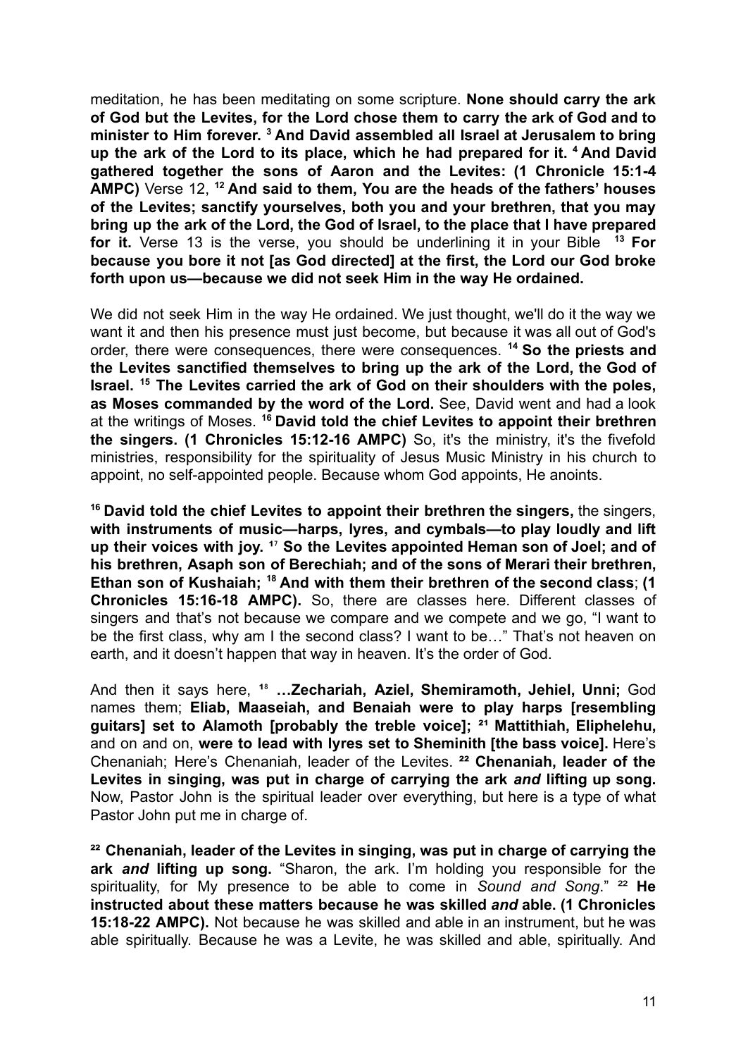meditation, he has been meditating on some scripture. **None should carry the ark of God but the Levites, for the Lord chose them to carry the ark of God and to minister to Him forever. [3] And David assembled all Israel at Jerusalem to bring up the ark of the Lord to its place, which he had prepared for it. [4] And David gathered together the sons of Aaron and the Levites: (1 Chronicle 15:1-4 AMPC)** Verse 12, **[12] And said to them, You are the heads of the fathers' houses of the Levites; sanctify yourselves, both you and your brethren, that you may bring up the ark of the Lord, the God of Israel, to the place that I have prepared for it.** Verse 13 is the verse, you should be underlining it in your Bible **[13] For because you bore it not [as God directed] at the first, the Lord our God broke forth upon us—because we did not seek Him in the way He ordained.**

We did not seek Him in the way He ordained. We just thought, we'll do it the way we want it and then his presence must just become, but because it was all out of God's order, there were consequences, there were consequences. **[14] So the priests and the Levites sanctified themselves to bring up the ark of the Lord, the God of Israel. [15] The Levites carried the ark of God on their shoulders with the poles, as Moses commanded by the word of the Lord.** See, David went and had a look at the writings of Moses. **[16] David told the chief Levites to appoint their brethren the singers. (1 Chronicles 15:12-16 AMPC)** So, it's the ministry, it's the fivefold ministries, responsibility for the spirituality of Jesus Music Ministry in his church to appoint, no self-appointed people. Because whom God appoints, He anoints.

**[16] David told the chief Levites to appoint their brethren the singers,** the singers, **with instruments of music—harps, lyres, and cymbals—to play loudly and lift up their voices with joy. [17] So the Levites appointed Heman son of Joel; and of his brethren, Asaph son of Berechiah; and of the sons of Merari their brethren, Ethan son of Kushaiah; [18] And with them their brethren of the second class**; **(1 Chronicles 15:16-18 AMPC).** So, there are classes here. Different classes of singers and that's not because we compare and we compete and we go, "I want to be the first class, why am I the second class? I want to be…" That's not heaven on earth, and it doesn't happen that way in heaven. It's the order of God.

And then it says here, **[18] …Zechariah, Aziel, Shemiramoth, Jehiel, Unni;** God names them; **Eliab, Maaseiah, and Benaiah were to play harps [resembling guitars] set to Alamoth [probably the treble voice]; [21] Mattithiah, Eliphelehu,** and on and on, **were to lead with lyres set to Sheminith [the bass voice].** Here's Chenaniah; Here's Chenaniah, leader of the Levites. **[22] Chenaniah, leader of the Levites in singing, was put in charge of carrying the ark *and* lifting up song.** Now, Pastor John is the spiritual leader over everything, but here is a type of what Pastor John put me in charge of.

**[22] Chenaniah, leader of the Levites in singing, was put in charge of carrying the ark *and* lifting up song.** "Sharon, the ark. I'm holding you responsible for the spirituality, for My presence to be able to come in *Sound and Song*." **[22] He instructed about these matters because he was skilled *and* able. (1 Chronicles 15:18-22 AMPC).** Not because he was skilled and able in an instrument, but he was able spiritually. Because he was a Levite, he was skilled and able, spiritually. And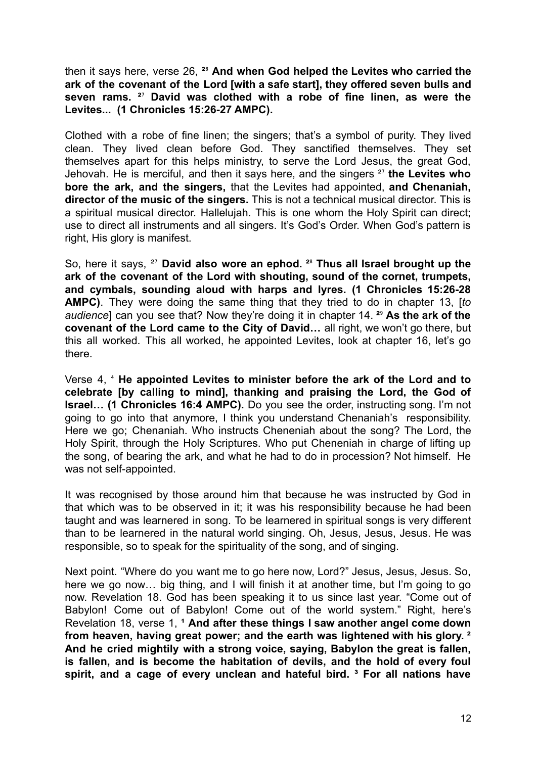then it says here, verse 26, [26] **And when God helped the Levites who carried the ark of the covenant of the Lord [with a safe start], they offered seven bulls and seven rams. [27] David was clothed with a robe of fine linen, as were the Levites... (1 Chronicles 15:26-27 AMPC).**

Clothed with a robe of fine linen; the singers; that's a symbol of purity. They lived clean. They lived clean before God. They sanctified themselves. They set themselves apart for this helps ministry, to serve the Lord Jesus, the great God, Jehovah. He is merciful, and then it says here, and the singers [27] **the Levites who bore the ark, and the singers,** that the Levites had appointed, **and Chenaniah, director of the music of the singers.** This is not a technical musical director. This is a spiritual musical director. Hallelujah. This is one whom the Holy Spirit can direct; use to direct all instruments and all singers. It's God's Order. When God's pattern is right, His glory is manifest.

So, here it says, [27] **David also wore an ephod. [28] Thus all Israel brought up the ark of the covenant of the Lord with shouting, sound of the cornet, trumpets, and cymbals, sounding aloud with harps and lyres. (1 Chronicles 15:26-28 AMPC)**. They were doing the same thing that they tried to do in chapter 13, [*to audience*] can you see that? Now they're doing it in chapter 14. [29] **As the ark of the covenant of the Lord came to the City of David…** all right, we won't go there, but this all worked. This all worked, he appointed Levites, look at chapter 16, let's go there.

Verse 4, [4] **He appointed Levites to minister before the ark of the Lord and to celebrate [by calling to mind], thanking and praising the Lord, the God of Israel… (1 Chronicles 16:4 AMPC).** Do you see the order, instructing song. I'm not going to go into that anymore, I think you understand Chenaniah's responsibility. Here we go; Chenaniah. Who instructs Cheneniah about the song? The Lord, the Holy Spirit, through the Holy Scriptures. Who put Cheneniah in charge of lifting up the song, of bearing the ark, and what he had to do in procession? Not himself. He was not self-appointed.

It was recognised by those around him that because he was instructed by God in that which was to be observed in it; it was his responsibility because he had been taught and was learnered in song. To be learnered in spiritual songs is very different than to be learnered in the natural world singing. Oh, Jesus, Jesus, Jesus. He was responsible, so to speak for the spirituality of the song, and of singing.

Next point. "Where do you want me to go here now, Lord?" Jesus, Jesus, Jesus. So, here we go now… big thing, and I will finish it at another time, but I'm going to go now. Revelation 18. God has been speaking it to us since last year. "Come out of Babylon! Come out of Babylon! Come out of the world system." Right, here's Revelation 18, verse 1, [1] **And after these things I saw another angel come down from heaven, having great power; and the earth was lightened with his glory. [2] And he cried mightily with a strong voice, saying, Babylon the great is fallen, is fallen, and is become the habitation of devils, and the hold of every foul spirit, and a cage of every unclean and hateful bird. [3] For all nations have**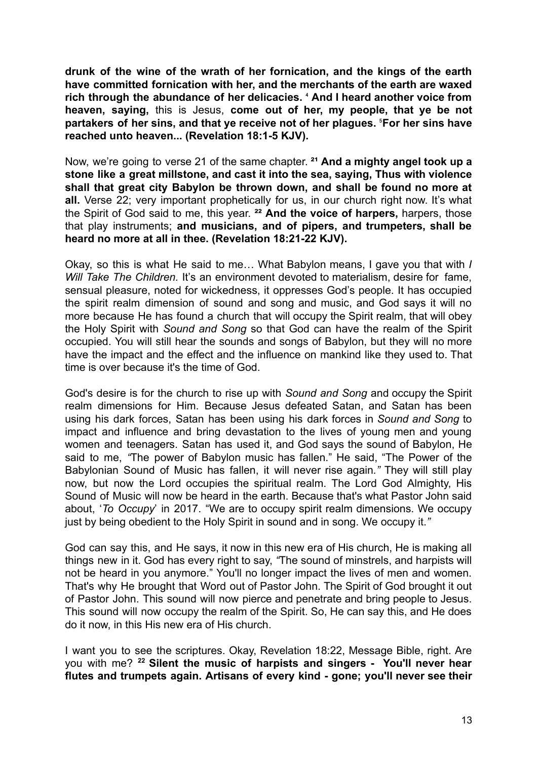**drunk of the wine of the wrath of her fornication, and the kings of the earth have committed fornication with her, and the merchants of the earth are waxed rich through the abundance of her delicacies. [4] And I heard another voice from heaven, saying,** this is Jesus, **come out of her, my people, that ye be not partakers of her sins, and that ye receive not of her plagues. [5]For her sins have reached unto heaven... (Revelation 18:1-5 KJV).**

Now, we're going to verse 21 of the same chapter. **[21] And a mighty angel took up a stone like a great millstone, and cast it into the sea, saying, Thus with violence shall that great city Babylon be thrown down, and shall be found no more at all.** Verse 22; very important prophetically for us, in our church right now. It's what the Spirit of God said to me, this year. **[22] And the voice of harpers,** harpers, those that play instruments; **and musicians, and of pipers, and trumpeters, shall be heard no more at all in thee. (Revelation 18:21-22 KJV).**

Okay, so this is what He said to me… What Babylon means, I gave you that with *I Will Take The Children.* It's an environment devoted to materialism, desire for fame, sensual pleasure, noted for wickedness, it oppresses God's people. It has occupied the spirit realm dimension of sound and song and music, and God says it will no more because He has found a church that will occupy the Spirit realm, that will obey the Holy Spirit with *Sound and Song* so that God can have the realm of the Spirit occupied. You will still hear the sounds and songs of Babylon, but they will no more have the impact and the effect and the influence on mankind like they used to. That time is over because it's the time of God.

God's desire is for the church to rise up with *Sound and Song* and occupy the Spirit realm dimensions for Him. Because Jesus defeated Satan, and Satan has been using his dark forces, Satan has been using his dark forces in *Sound and Song* to impact and influence and bring devastation to the lives of young men and young women and teenagers. Satan has used it, and God says the sound of Babylon, He said to me, *"*The power of Babylon music has fallen." He said, "The Power of the Babylonian Sound of Music has fallen, it will never rise again*."* They will still play now, but now the Lord occupies the spiritual realm. The Lord God Almighty, His Sound of Music will now be heard in the earth. Because that's what Pastor John said about, '*To Occupy*' in 2017. "We are to occupy spirit realm dimensions. We occupy just by being obedient to the Holy Spirit in sound and in song. We occupy it.*"*

God can say this, and He says, it now in this new era of His church, He is making all things new in it. God has every right to say, *"*The sound of minstrels, and harpists will not be heard in you anymore." You'll no longer impact the lives of men and women. That's why He brought that Word out of Pastor John. The Spirit of God brought it out of Pastor John. This sound will now pierce and penetrate and bring people to Jesus. This sound will now occupy the realm of the Spirit. So, He can say this, and He does do it now, in this His new era of His church.

I want you to see the scriptures. Okay, Revelation 18:22, Message Bible, right. Are you with me? **[22] Silent the music of harpists and singers - You'll never hear flutes and trumpets again. Artisans of every kind - gone; you'll never see their**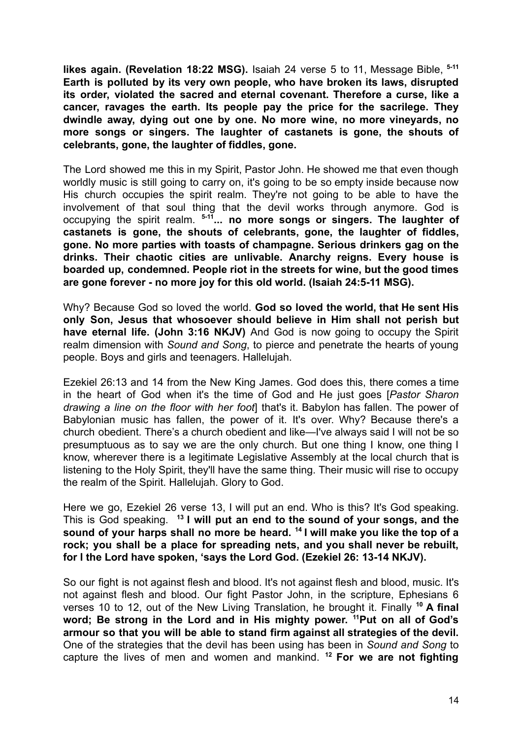**likes again. (Revelation 18:22 MSG).** Isaiah 24 verse 5 to 11, Message Bible, [5-11] **Earth is polluted by its very own people, who have broken its laws, disrupted its order, violated the sacred and eternal covenant. Therefore a curse, like a cancer, ravages the earth. Its people pay the price for the sacrilege. They dwindle away, dying out one by one. No more wine, no more vineyards, no more songs or singers. The laughter of castanets is gone, the shouts of celebrants, gone, the laughter of fiddles, gone.**

The Lord showed me this in my Spirit, Pastor John. He showed me that even though worldly music is still going to carry on, it's going to be so empty inside because now His church occupies the spirit realm. They're not going to be able to have the involvement of that soul thing that the devil works through anymore. God is occupying the spirit realm. [5-11]**... no more songs or singers. The laughter of castanets is gone, the shouts of celebrants, gone, the laughter of fiddles, gone. No more parties with toasts of champagne. Serious drinkers gag on the drinks. Their chaotic cities are unlivable. Anarchy reigns. Every house is boarded up, condemned. People riot in the streets for wine, but the good times are gone forever - no more joy for this old world. (Isaiah 24:5-11 MSG).**

Why? Because God so loved the world. **God so loved the world, that He sent His only Son, Jesus that whosoever should believe in Him shall not perish but have eternal life. (John 3:16 NKJV)** And God is now going to occupy the Spirit realm dimension with *Sound and Song*, to pierce and penetrate the hearts of young people. Boys and girls and teenagers. Hallelujah.

Ezekiel 26:13 and 14 from the New King James. God does this, there comes a time in the heart of God when it's the time of God and He just goes [*Pastor Sharon drawing a line on the floor with her foot*] that's it. Babylon has fallen. The power of Babylonian music has fallen, the power of it. It's over. Why? Because there's a church obedient. There's a church obedient and like—I've always said I will not be so presumptuous as to say we are the only church. But one thing I know, one thing I know, wherever there is a legitimate Legislative Assembly at the local church that is listening to the Holy Spirit, they'll have the same thing. Their music will rise to occupy the realm of the Spirit. Hallelujah. Glory to God.

Here we go, Ezekiel 26 verse 13, I will put an end. Who is this? It's God speaking. This is God speaking. [13] **I will put an end to the sound of your songs, and the sound of your harps shall no more be heard.** [14] **I will make you like the top of a rock; you shall be a place for spreading nets, and you shall never be rebuilt, for I the Lord have spoken, 'says the Lord God. (Ezekiel 26: 13-14 NKJV).**

So our fight is not against flesh and blood. It's not against flesh and blood, music. It's not against flesh and blood. Our fight Pastor John, in the scripture, Ephesians 6 verses 10 to 12, out of the New Living Translation, he brought it. Finally [10] **A final word; Be strong in the Lord and in His mighty power.** [11]**Put on all of God's armour so that you will be able to stand firm against all strategies of the devil.** One of the strategies that the devil has been using has been in *Sound and Song* to capture the lives of men and women and mankind. [12] **For we are not fighting**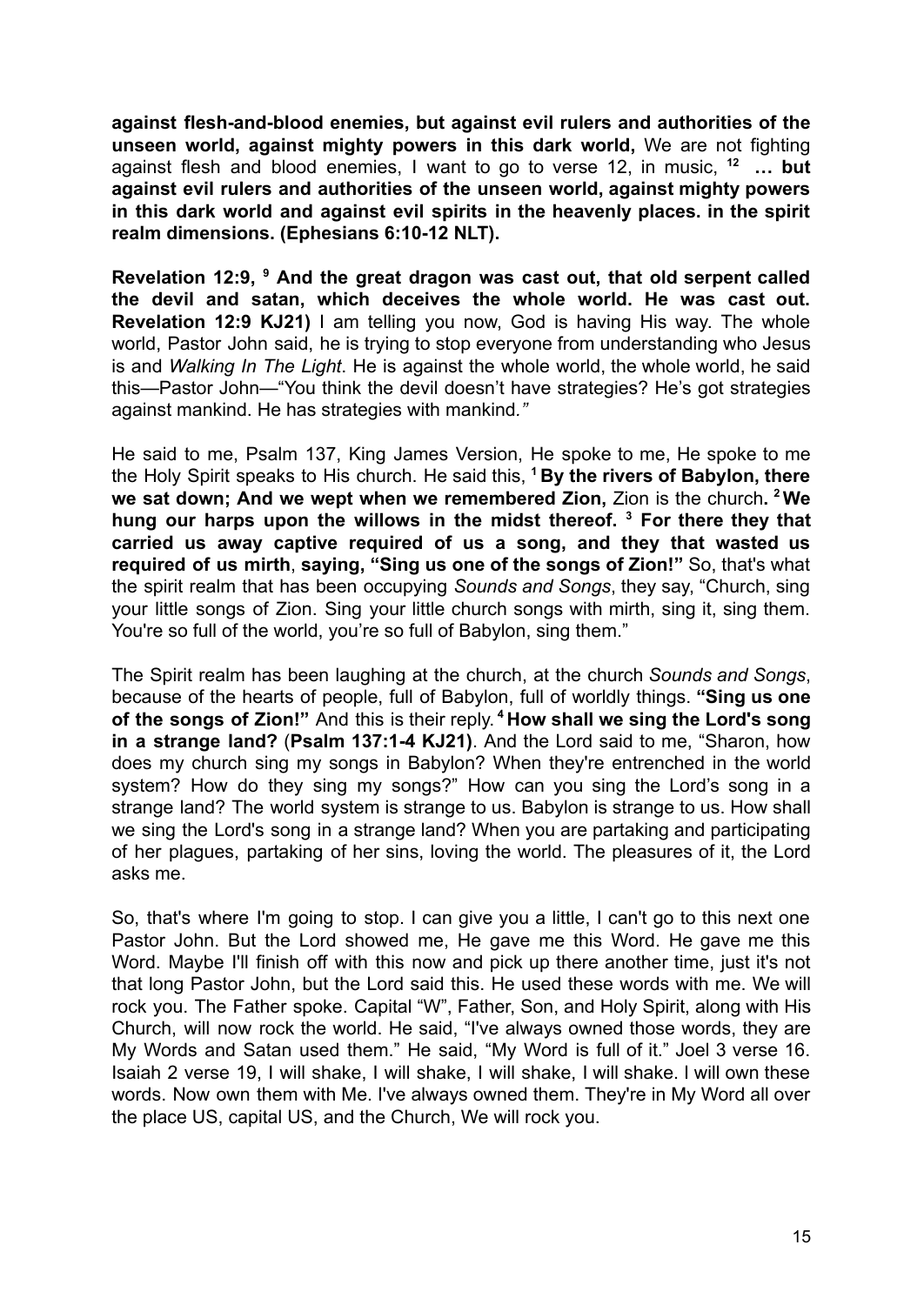**against flesh-and-blood enemies, but against evil rulers and authorities of the unseen world, against mighty powers in this dark world,** We are not fighting against flesh and blood enemies, I want to go to verse 12, in music, [12] **… but against evil rulers and authorities of the unseen world, against mighty powers in this dark world and against evil spirits in the heavenly places. in the spirit realm dimensions. (Ephesians 6:10-12 NLT).**

**Revelation 12:9, [9] And the great dragon was cast out, that old serpent called the devil and satan, which deceives the whole world. He was cast out. Revelation 12:9 KJ21)** I am telling you now, God is having His way. The whole world, Pastor John said, he is trying to stop everyone from understanding who Jesus is and *Walking In The Light*. He is against the whole world, the whole world, he said this—Pastor John—"You think the devil doesn't have strategies? He's got strategies against mankind. He has strategies with mankind*."*

He said to me, Psalm 137, King James Version, He spoke to me, He spoke to me the Holy Spirit speaks to His church. He said this, [1] **By the rivers of Babylon, there we sat down; And we wept when we remembered Zion,** Zion is the church**.** [2] **We hung our harps upon the willows in the midst thereof.** [3] **For there they that carried us away captive required of us a song, and they that wasted us required of us mirth**, **saying, "Sing us one of the songs of Zion!"** So, that's what the spirit realm that has been occupying *Sounds and Songs*, they say, "Church, sing your little songs of Zion. Sing your little church songs with mirth, sing it, sing them. You're so full of the world, you're so full of Babylon, sing them."

The Spirit realm has been laughing at the church, at the church *Sounds and Songs*, because of the hearts of people, full of Babylon, full of worldly things. **"Sing us one of the songs of Zion!"** And this is their reply. [4] **How shall we sing the Lord's song in a strange land?** (**Psalm 137:1-4 KJ21)**. And the Lord said to me, "Sharon, how does my church sing my songs in Babylon? When they're entrenched in the world system? How do they sing my songs?" How can you sing the Lord's song in a strange land? The world system is strange to us. Babylon is strange to us. How shall we sing the Lord's song in a strange land? When you are partaking and participating of her plagues, partaking of her sins, loving the world. The pleasures of it, the Lord asks me.

So, that's where I'm going to stop. I can give you a little, I can't go to this next one Pastor John. But the Lord showed me, He gave me this Word. He gave me this Word. Maybe I'll finish off with this now and pick up there another time, just it's not that long Pastor John, but the Lord said this. He used these words with me. We will rock you. The Father spoke. Capital "W", Father, Son, and Holy Spirit, along with His Church, will now rock the world. He said, "I've always owned those words, they are My Words and Satan used them." He said, "My Word is full of it." Joel 3 verse 16. Isaiah 2 verse 19, I will shake, I will shake, I will shake, I will shake. I will own these words. Now own them with Me. I've always owned them. They're in My Word all over the place US, capital US, and the Church, We will rock you.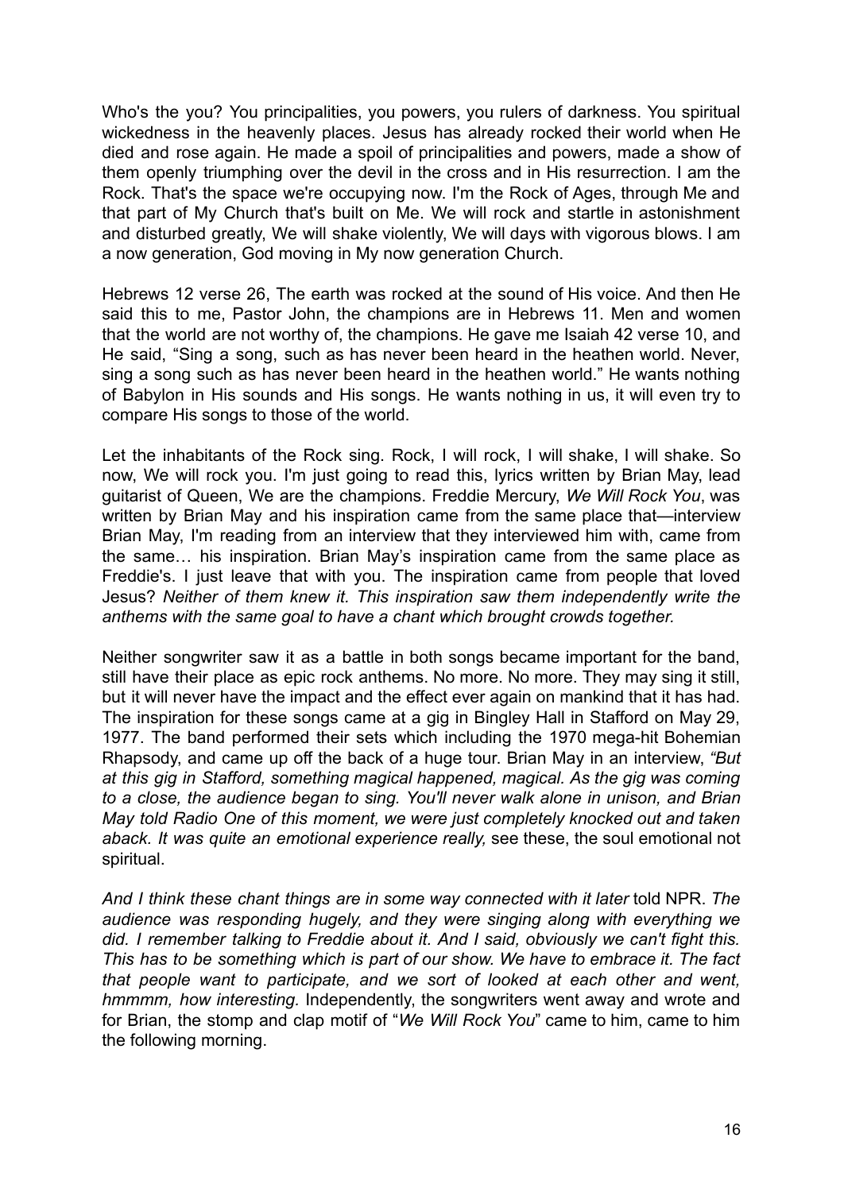Who's the you? You principalities, you powers, you rulers of darkness. You spiritual wickedness in the heavenly places. Jesus has already rocked their world when He died and rose again. He made a spoil of principalities and powers, made a show of them openly triumphing over the devil in the cross and in His resurrection. I am the Rock. That's the space we're occupying now. I'm the Rock of Ages, through Me and that part of My Church that's built on Me. We will rock and startle in astonishment and disturbed greatly, We will shake violently, We will days with vigorous blows. I am a now generation, God moving in My now generation Church.

Hebrews 12 verse 26, The earth was rocked at the sound of His voice. And then He said this to me, Pastor John, the champions are in Hebrews 11. Men and women that the world are not worthy of, the champions. He gave me Isaiah 42 verse 10, and He said, "Sing a song, such as has never been heard in the heathen world. Never, sing a song such as has never been heard in the heathen world." He wants nothing of Babylon in His sounds and His songs. He wants nothing in us, it will even try to compare His songs to those of the world.

Let the inhabitants of the Rock sing. Rock, I will rock, I will shake, I will shake. So now, We will rock you. I'm just going to read this, lyrics written by Brian May, lead guitarist of Queen, We are the champions. Freddie Mercury, *We Will Rock You*, was written by Brian May and his inspiration came from the same place that—interview Brian May, I'm reading from an interview that they interviewed him with, came from the same… his inspiration. Brian May's inspiration came from the same place as Freddie's. I just leave that with you. The inspiration came from people that loved Jesus? *Neither of them knew it. This inspiration saw them independently write the anthems with the same goal to have a chant which brought crowds together.*

Neither songwriter saw it as a battle in both songs became important for the band, still have their place as epic rock anthems. No more. No more. They may sing it still, but it will never have the impact and the effect ever again on mankind that it has had. The inspiration for these songs came at a gig in Bingley Hall in Stafford on May 29, 1977. The band performed their sets which including the 1970 mega-hit Bohemian Rhapsody, and came up off the back of a huge tour. Brian May in an interview, *"But at this gig in Stafford, something magical happened, magical. As the gig was coming to a close, the audience began to sing. You'll never walk alone in unison, and Brian May told Radio One of this moment, we were just completely knocked out and taken aback. It was quite an emotional experience really,* see these, the soul emotional not spiritual.

*And I think these chant things are in some way connected with it later* told NPR. *The audience was responding hugely, and they were singing along with everything we did. I remember talking to Freddie about it. And I said, obviously we can't fight this. This has to be something which is part of our show. We have to embrace it. The fact that people want to participate, and we sort of looked at each other and went, hmmmm, how interesting.* Independently, the songwriters went away and wrote and for Brian, the stomp and clap motif of "*We Will Rock You*" came to him, came to him the following morning.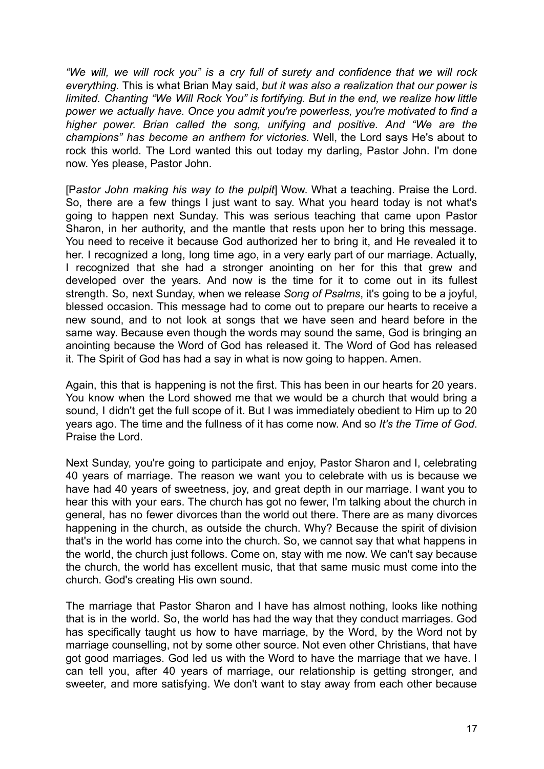*"We will, we will rock you" is a cry full of surety and confidence that we will rock everything.* This is what Brian May said, *but it was also a realization that our power is limited. Chanting "We Will Rock You" is fortifying. But in the end, we realize how little power we actually have. Once you admit you're powerless, you're motivated to find a higher power. Brian called the song, unifying and positive. And "We are the champions" has become an anthem for victories.* Well, the Lord says He's about to rock this world. The Lord wanted this out today my darling, Pastor John. I'm done now. Yes please, Pastor John.

[P*astor John making his way to the pulpit*] Wow. What a teaching. Praise the Lord. So, there are a few things I just want to say. What you heard today is not what's going to happen next Sunday. This was serious teaching that came upon Pastor Sharon, in her authority, and the mantle that rests upon her to bring this message. You need to receive it because God authorized her to bring it, and He revealed it to her. I recognized a long, long time ago, in a very early part of our marriage. Actually, I recognized that she had a stronger anointing on her for this that grew and developed over the years. And now is the time for it to come out in its fullest strength. So, next Sunday, when we release *Song of Psalms*, it's going to be a joyful, blessed occasion. This message had to come out to prepare our hearts to receive a new sound, and to not look at songs that we have seen and heard before in the same way. Because even though the words may sound the same, God is bringing an anointing because the Word of God has released it. The Word of God has released it. The Spirit of God has had a say in what is now going to happen. Amen.

Again, this that is happening is not the first. This has been in our hearts for 20 years. You know when the Lord showed me that we would be a church that would bring a sound, I didn't get the full scope of it. But I was immediately obedient to Him up to 20 years ago. The time and the fullness of it has come now. And so *It's the Time of God*. Praise the Lord.

Next Sunday, you're going to participate and enjoy, Pastor Sharon and I, celebrating 40 years of marriage. The reason we want you to celebrate with us is because we have had 40 years of sweetness, joy, and great depth in our marriage. I want you to hear this with your ears. The church has got no fewer, I'm talking about the church in general, has no fewer divorces than the world out there. There are as many divorces happening in the church, as outside the church. Why? Because the spirit of division that's in the world has come into the church. So, we cannot say that what happens in the world, the church just follows. Come on, stay with me now. We can't say because the church, the world has excellent music, that that same music must come into the church. God's creating His own sound.

The marriage that Pastor Sharon and I have has almost nothing, looks like nothing that is in the world. So, the world has had the way that they conduct marriages. God has specifically taught us how to have marriage, by the Word, by the Word not by marriage counselling, not by some other source. Not even other Christians, that have got good marriages. God led us with the Word to have the marriage that we have. I can tell you, after 40 years of marriage, our relationship is getting stronger, and sweeter, and more satisfying. We don't want to stay away from each other because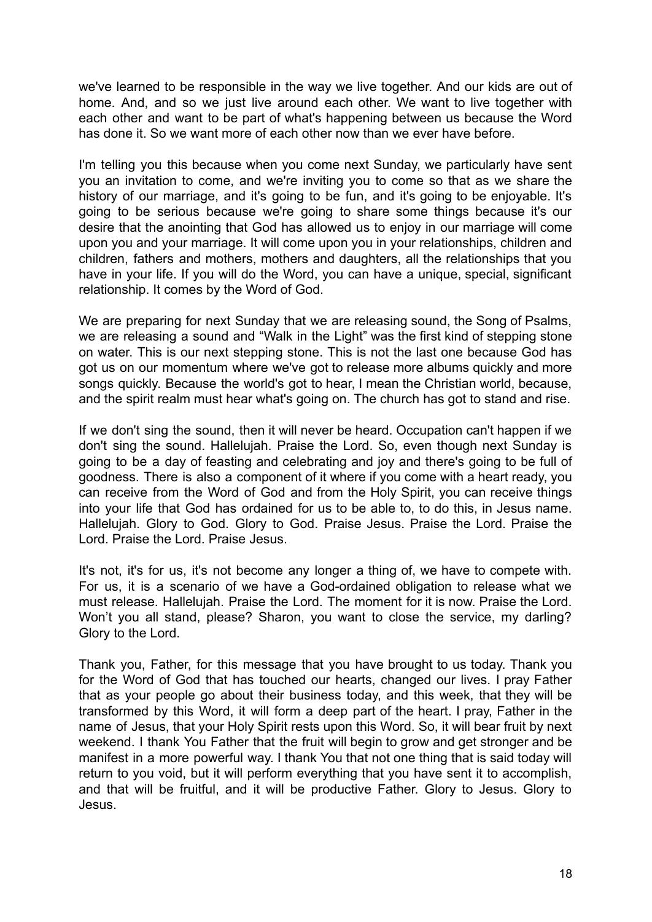we've learned to be responsible in the way we live together. And our kids are out of home. And, and so we just live around each other. We want to live together with each other and want to be part of what's happening between us because the Word has done it. So we want more of each other now than we ever have before.

I'm telling you this because when you come next Sunday, we particularly have sent you an invitation to come, and we're inviting you to come so that as we share the history of our marriage, and it's going to be fun, and it's going to be enjoyable. It's going to be serious because we're going to share some things because it's our desire that the anointing that God has allowed us to enjoy in our marriage will come upon you and your marriage. It will come upon you in your relationships, children and children, fathers and mothers, mothers and daughters, all the relationships that you have in your life. If you will do the Word, you can have a unique, special, significant relationship. It comes by the Word of God.

We are preparing for next Sunday that we are releasing sound, the Song of Psalms, we are releasing a sound and "Walk in the Light" was the first kind of stepping stone on water. This is our next stepping stone. This is not the last one because God has got us on our momentum where we've got to release more albums quickly and more songs quickly. Because the world's got to hear, I mean the Christian world, because, and the spirit realm must hear what's going on. The church has got to stand and rise.

If we don't sing the sound, then it will never be heard. Occupation can't happen if we don't sing the sound. Hallelujah. Praise the Lord. So, even though next Sunday is going to be a day of feasting and celebrating and joy and there's going to be full of goodness. There is also a component of it where if you come with a heart ready, you can receive from the Word of God and from the Holy Spirit, you can receive things into your life that God has ordained for us to be able to, to do this, in Jesus name. Hallelujah. Glory to God. Glory to God. Praise Jesus. Praise the Lord. Praise the Lord. Praise the Lord. Praise Jesus.

It's not, it's for us, it's not become any longer a thing of, we have to compete with. For us, it is a scenario of we have a God-ordained obligation to release what we must release. Hallelujah. Praise the Lord. The moment for it is now. Praise the Lord. Won't you all stand, please? Sharon, you want to close the service, my darling? Glory to the Lord.

Thank you, Father, for this message that you have brought to us today. Thank you for the Word of God that has touched our hearts, changed our lives. I pray Father that as your people go about their business today, and this week, that they will be transformed by this Word, it will form a deep part of the heart. I pray, Father in the name of Jesus, that your Holy Spirit rests upon this Word. So, it will bear fruit by next weekend. I thank You Father that the fruit will begin to grow and get stronger and be manifest in a more powerful way. I thank You that not one thing that is said today will return to you void, but it will perform everything that you have sent it to accomplish, and that will be fruitful, and it will be productive Father. Glory to Jesus. Glory to Jesus.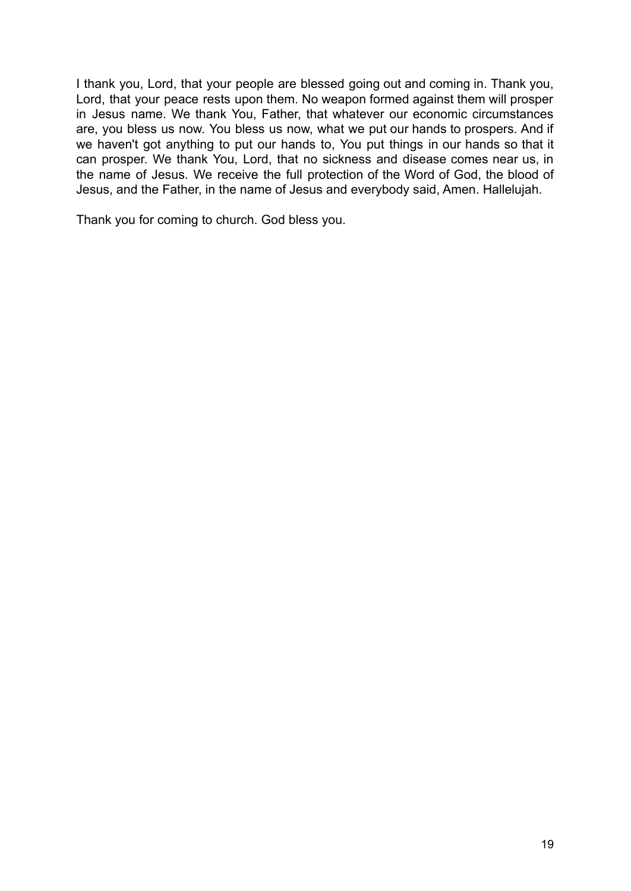I thank you, Lord, that your people are blessed going out and coming in. Thank you, Lord, that your peace rests upon them. No weapon formed against them will prosper in Jesus name. We thank You, Father, that whatever our economic circumstances are, you bless us now. You bless us now, what we put our hands to prospers. And if we haven't got anything to put our hands to, You put things in our hands so that it can prosper. We thank You, Lord, that no sickness and disease comes near us, in the name of Jesus. We receive the full protection of the Word of God, the blood of Jesus, and the Father, in the name of Jesus and everybody said, Amen. Hallelujah.

Thank you for coming to church. God bless you.